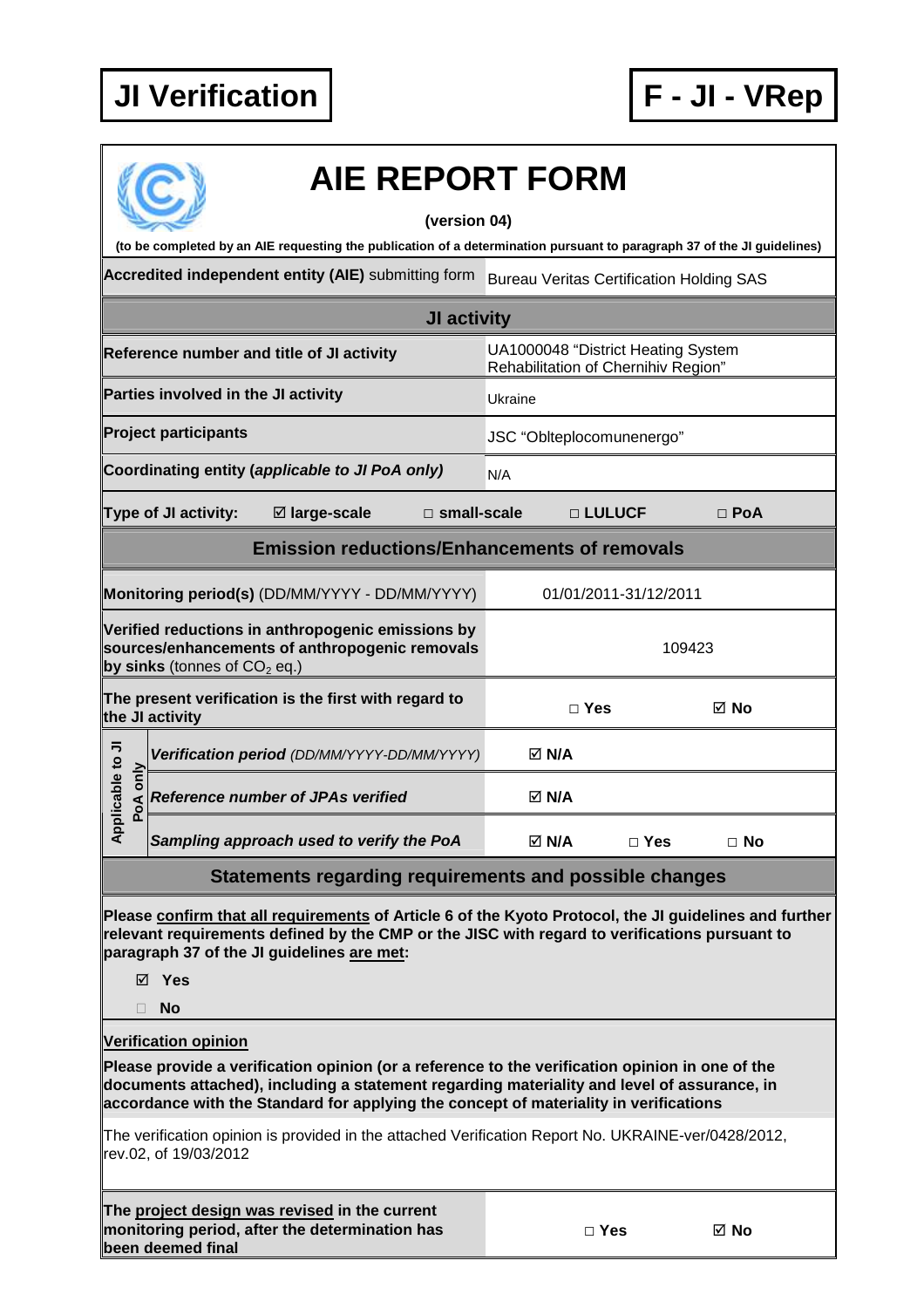**JI Verification** **F - JI - VRep**

# AIE REPORT FORM

**(version 04)**

**(to be completed by an AIE requesting the publication of a determination pursuant to paragraph 37 of the JI guidelines)**

| **Accredited independent entity (AIE)** submitting form | Bureau Veritas Certification Holding SAS | | |
|---|---|---|---|
| **JI activity** | | | |
| **Reference number and title of JI activity** | UA1000048 "District Heating System Rehabilitation of Chernihiv Region" | | |
| **Parties involved in the JI activity** | Ukraine | | |
| **Project participants** | JSC "Oblteplocomunenergo" | | |
| **Coordinating entity (*applicable to JI PoA only*)** | N/A | | |
| **Type of JI activity:** ☑ **large-scale** | □ **small-scale** | □ **LULUCF** | □ **PoA** |
| **Emission reductions/Enhancements of removals** | | | |
| **Monitoring period(s)** (DD/MM/YYYY - DD/MM/YYYY) | 01/01/2011-31/12/2011 | | |
| **Verified reductions in anthropogenic emissions by sources/enhancements of anthropogenic removals by sinks** (tonnes of $CO_2$ eq.) | 109423 | | |
| **The present verification is the first with regard to the JI activity** | □ **Yes** | ☑ **No** | |
| *Applicable to JI PoA only:* ***Verification period*** *(DD/MM/YYYY-DD/MM/YYYY)* | ☑ **N/A** | | |
| *Applicable to JI PoA only:* ***Reference number of JPAs verified*** | ☑ **N/A** | | |
| *Applicable to JI PoA only:* ***Sampling approach used to verify the PoA*** | ☑ **N/A** | □ **Yes** | □ **No** |

## Statements regarding requirements and possible changes

**Please confirm that all requirements of Article 6 of the Kyoto Protocol, the JI guidelines and further relevant requirements defined by the CMP or the JISC with regard to verifications pursuant to paragraph 37 of the JI guidelines are met:**

- ☑ **Yes**
- □ **No**

**Verification opinion**

**Please provide a verification opinion (or a reference to the verification opinion in one of the documents attached), including a statement regarding materiality and level of assurance, in accordance with the Standard for applying the concept of materiality in verifications**

The verification opinion is provided in the attached Verification Report No. UKRAINE-ver/0428/2012, rev.02, of 19/03/2012

| **The project design was revised in the current monitoring period, after the determination has been deemed final** | □ **Yes** | ☑ **No** |
|---|---|---|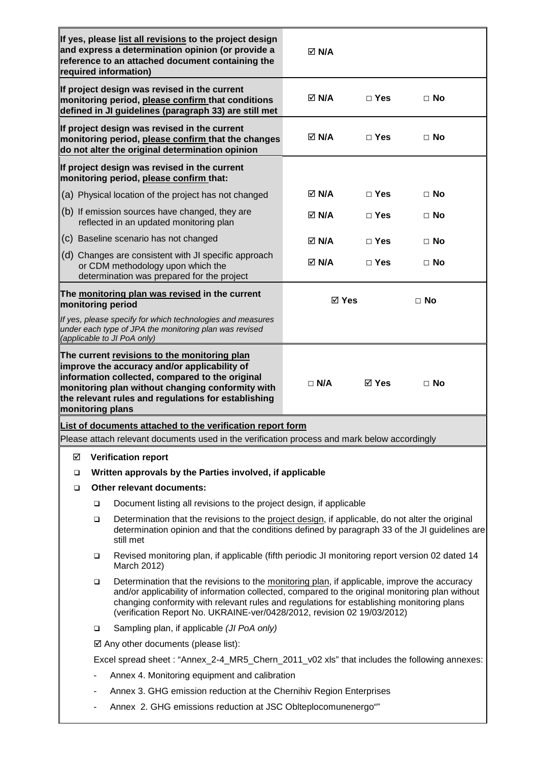| | | | |
|---|---|---|---|
| **If yes, please list all revisions to the project design and express a determination opinion (or provide a reference to an attached document containing the required information)** | ☑ N/A | | |
| **If project design was revised in the current monitoring period, please confirm that conditions defined in JI guidelines (paragraph 33) are still met** | ☑ N/A | □ Yes | □ No |
| **If project design was revised in the current monitoring period, please confirm that the changes do not alter the original determination opinion** | ☑ N/A | □ Yes | □ No |
| **If project design was revised in the current monitoring period, please confirm that:** | | | |
| (a) Physical location of the project has not changed | ☑ N/A | □ Yes | □ No |
| (b) If emission sources have changed, they are reflected in an updated monitoring plan | ☑ N/A | □ Yes | □ No |
| (c) Baseline scenario has not changed | ☑ N/A | □ Yes | □ No |
| (d) Changes are consistent with JI specific approach or CDM methodology upon which the determination was prepared for the project | ☑ N/A | □ Yes | □ No |
| **The monitoring plan was revised in the current monitoring period** *If yes, please specify for which technologies and measures under each type of JPA the monitoring plan was revised (applicable to JI PoA only)* | ☑ Yes | | □ No |
| **The current revisions to the monitoring plan improve the accuracy and/or applicability of information collected, compared to the original monitoring plan without changing conformity with the relevant rules and regulations for establishing monitoring plans** | □ N/A | ☑ Yes | □ No |

**List of documents attached to the verification report form**

Please attach relevant documents used in the verification process and mark below accordingly

- ☑ **Verification report**
- ❑ **Written approvals by the Parties involved, if applicable**
- ❑ **Other relevant documents:**
  - ❑ Document listing all revisions to the project design, if applicable
  - ❑ Determination that the revisions to the project design, if applicable, do not alter the original determination opinion and that the conditions defined by paragraph 33 of the JI guidelines are still met
  - ❑ Revised monitoring plan, if applicable (fifth periodic JI monitoring report version 02 dated 14 March 2012)
  - ❑ Determination that the revisions to the monitoring plan, if applicable, improve the accuracy and/or applicability of information collected, compared to the original monitoring plan without changing conformity with relevant rules and regulations for establishing monitoring plans (verification Report No. UKRAINE-ver/0428/2012, revision 02 19/03/2012)
  - ❑ Sampling plan, if applicable *(JI PoA only)*
  - ☑ Any other documents (please list):

  Excel spread sheet : "Annex_2-4_MR5_Chern_2011_v02 xls" that includes the following annexes:

  - Annex 4. Monitoring equipment and calibration
  - Annex 3. GHG emission reduction at the Chernihiv Region Enterprises
  - Annex 2. GHG emissions reduction at JSC Oblteplocomunenergo""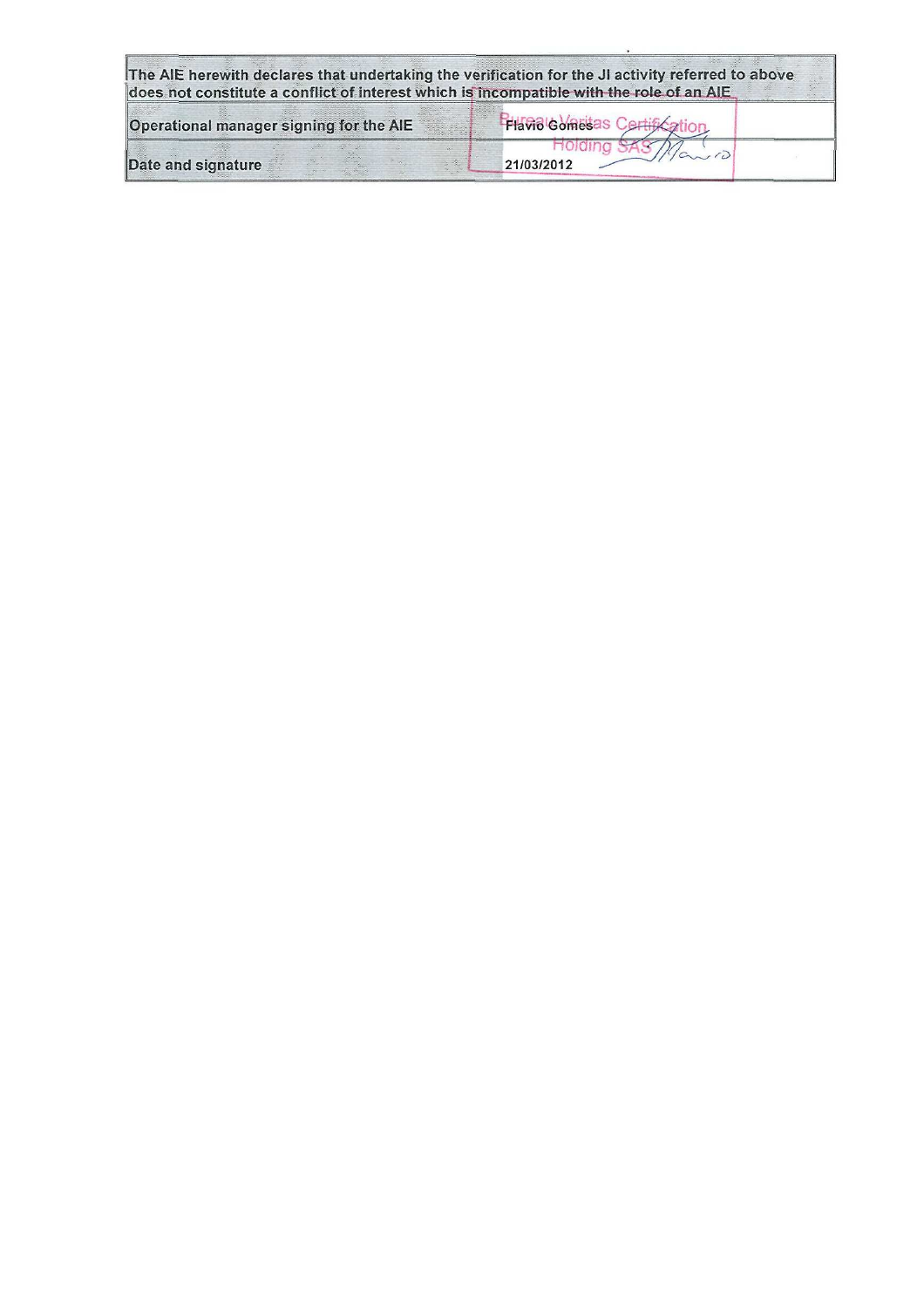| | |
|---|---|
| The AIE herewith declares that undertaking the verification for the JI activity referred to above does not constitute a conflict of interest which is incompatible with the role of an AIE | |
| Operational manager signing for the AIE | Flavio Gomes |
| Date and signature | 21/03/2012 |

Bureau Veritas Certification Holding SAS